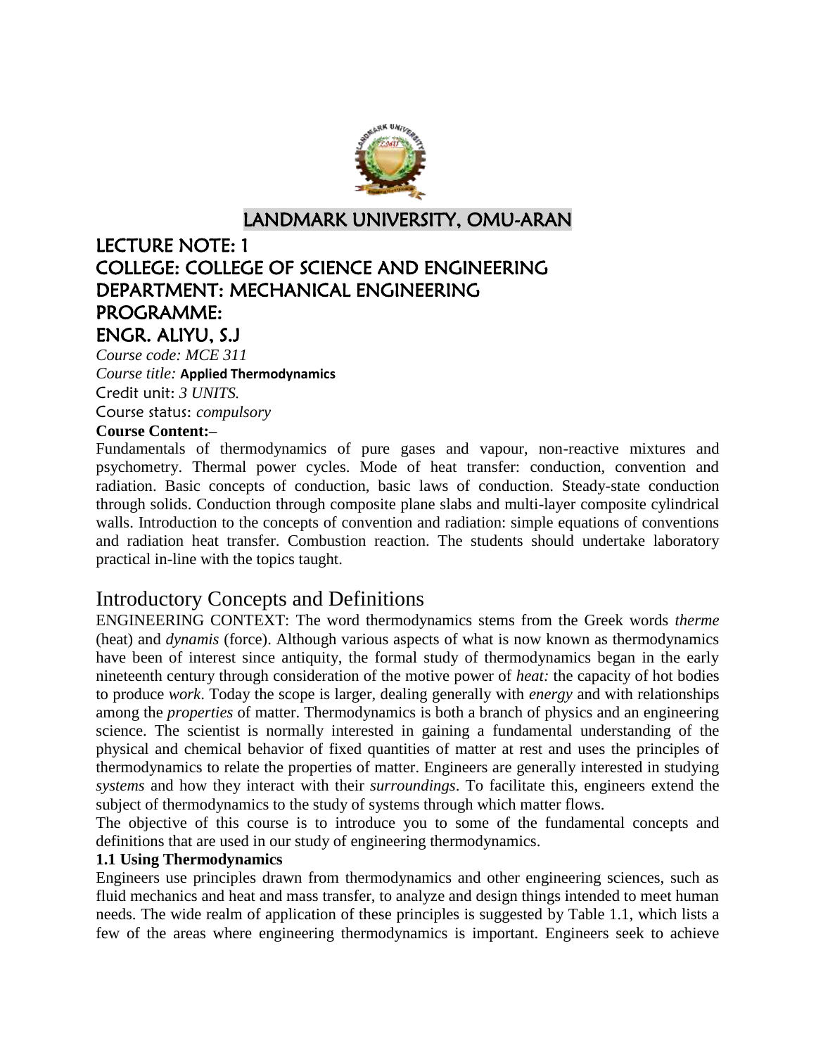# LANDMARK UNIVERSITY, OMU-ARAN

## LECTURE NOTE: 1
## COLLEGE: COLLEGE OF SCIENCE AND ENGINEERING
## DEPARTMENT: MECHANICAL ENGINEERING
## PROGRAMME:
## ENGR. ALIYU, S.J

*Course code: MCE 311*
*Course title:* **Applied Thermodynamics**
Credit unit: *3 UNITS.*
Course status: *compulsory*

**Course Content:–**

Fundamentals of thermodynamics of pure gases and vapour, non-reactive mixtures and psychometry. Thermal power cycles. Mode of heat transfer: conduction, convention and radiation. Basic concepts of conduction, basic laws of conduction. Steady-state conduction through solids. Conduction through composite plane slabs and multi-layer composite cylindrical walls. Introduction to the concepts of convention and radiation: simple equations of conventions and radiation heat transfer. Combustion reaction. The students should undertake laboratory practical in-line with the topics taught.

# Introductory Concepts and Definitions

ENGINEERING CONTEXT: The word thermodynamics stems from the Greek words *therme* (heat) and *dynamis* (force). Although various aspects of what is now known as thermodynamics have been of interest since antiquity, the formal study of thermodynamics began in the early nineteenth century through consideration of the motive power of *heat:* the capacity of hot bodies to produce *work*. Today the scope is larger, dealing generally with *energy* and with relationships among the *properties* of matter. Thermodynamics is both a branch of physics and an engineering science. The scientist is normally interested in gaining a fundamental understanding of the physical and chemical behavior of fixed quantities of matter at rest and uses the principles of thermodynamics to relate the properties of matter. Engineers are generally interested in studying *systems* and how they interact with their *surroundings*. To facilitate this, engineers extend the subject of thermodynamics to the study of systems through which matter flows.

The objective of this course is to introduce you to some of the fundamental concepts and definitions that are used in our study of engineering thermodynamics.

**1.1 Using Thermodynamics**

Engineers use principles drawn from thermodynamics and other engineering sciences, such as fluid mechanics and heat and mass transfer, to analyze and design things intended to meet human needs. The wide realm of application of these principles is suggested by Table 1.1, which lists a few of the areas where engineering thermodynamics is important. Engineers seek to achieve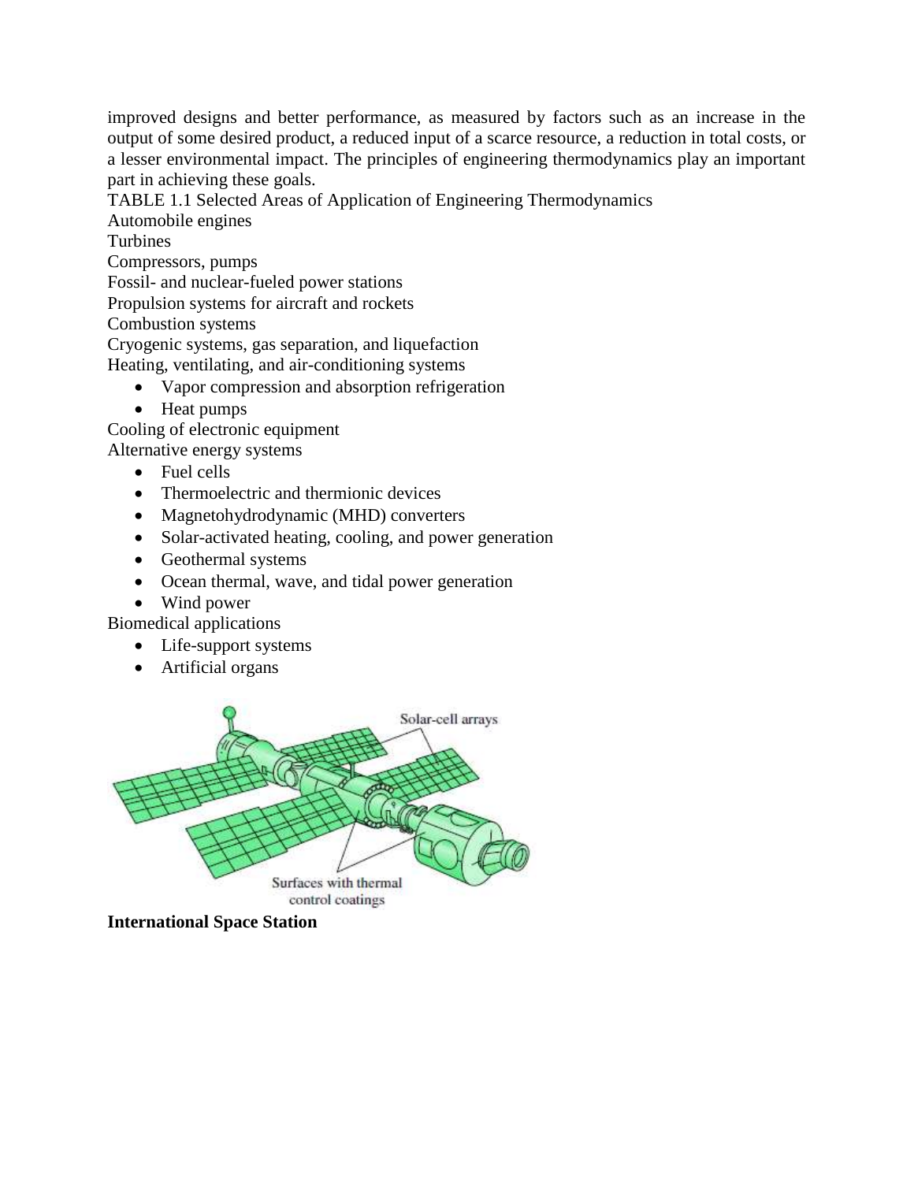improved designs and better performance, as measured by factors such as an increase in the output of some desired product, a reduced input of a scarce resource, a reduction in total costs, or a lesser environmental impact. The principles of engineering thermodynamics play an important part in achieving these goals.

TABLE 1.1 Selected Areas of Application of Engineering Thermodynamics

Automobile engines

Turbines

Compressors, pumps

Fossil- and nuclear-fueled power stations

Propulsion systems for aircraft and rockets

Combustion systems

Cryogenic systems, gas separation, and liquefaction

Heating, ventilating, and air-conditioning systems

- Vapor compression and absorption refrigeration
- Heat pumps

Cooling of electronic equipment

Alternative energy systems

- Fuel cells
- Thermoelectric and thermionic devices
- Magnetohydrodynamic (MHD) converters
- Solar-activated heating, cooling, and power generation
- Geothermal systems
- Ocean thermal, wave, and tidal power generation
- Wind power

Biomedical applications

- Life-support systems
- Artificial organs

Solar-cell arrays

Surfaces with thermal control coatings

**International Space Station**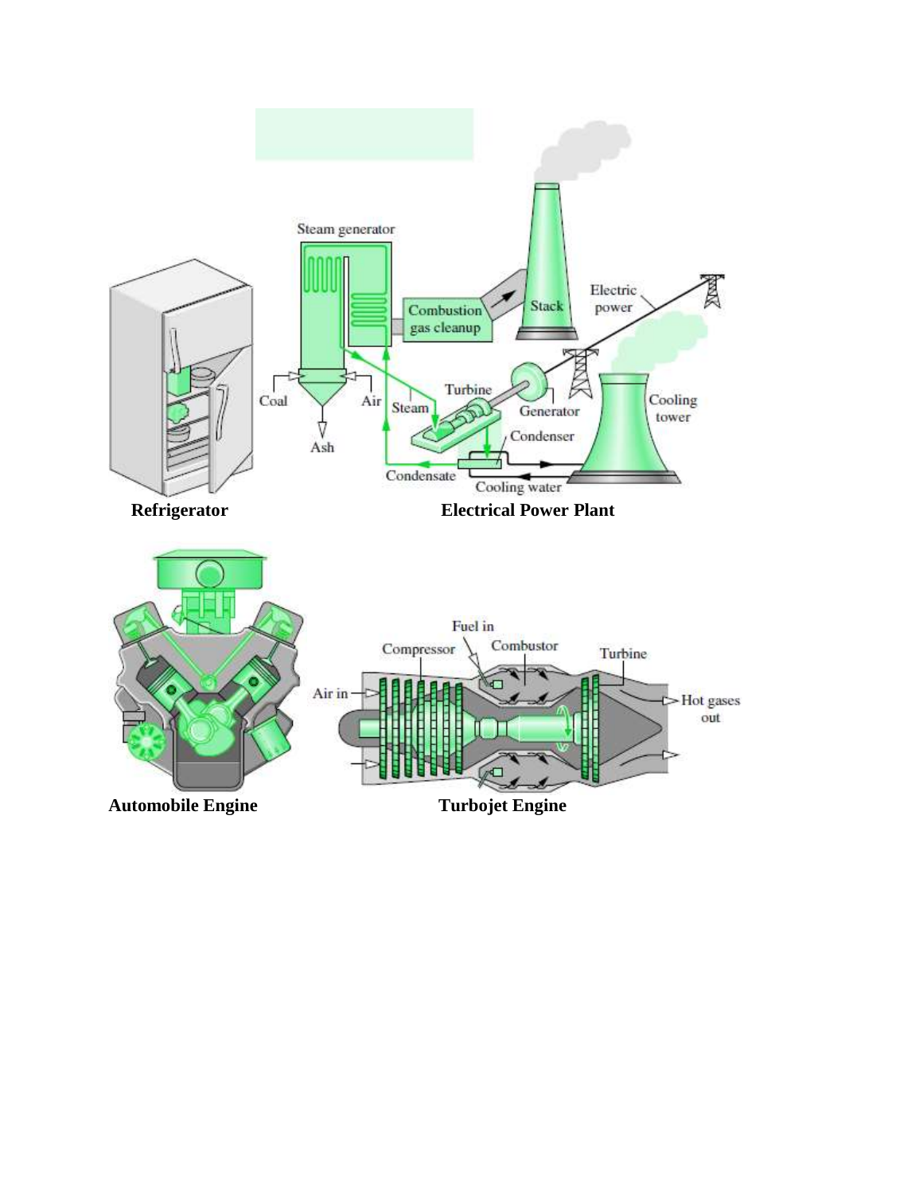**Refrigerator**

**Electrical Power Plant**

**Automobile Engine**

**Turbojet Engine**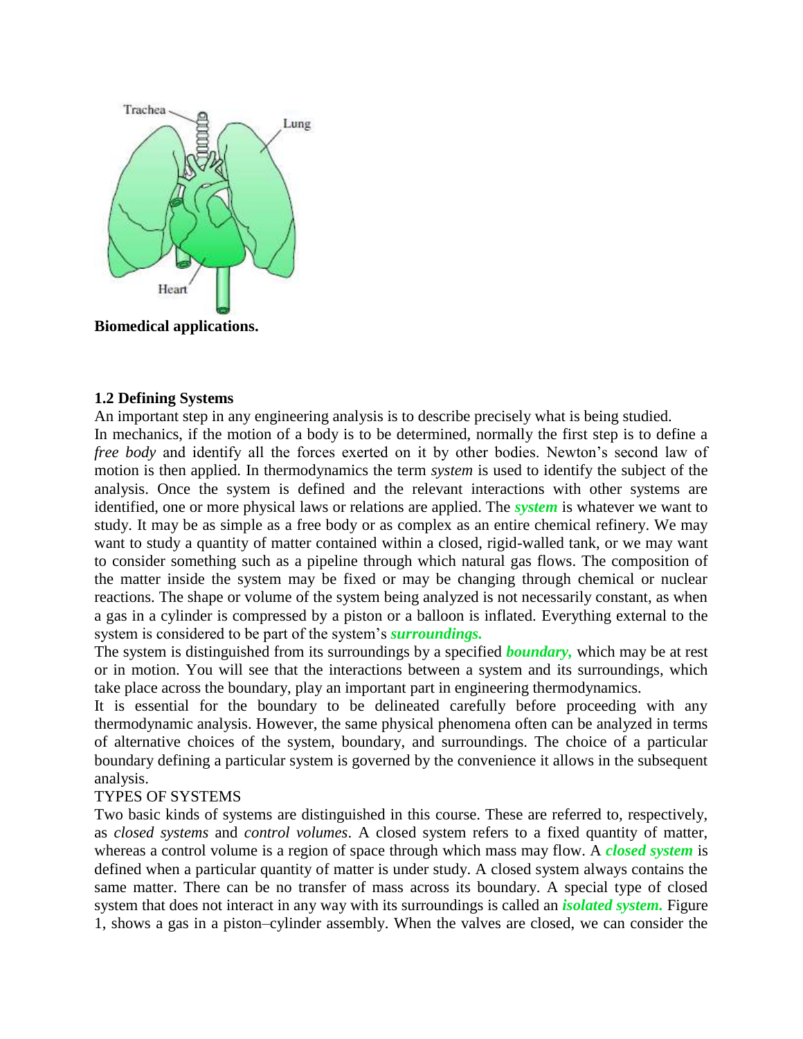Trachea

Lung

Heart

**Biomedical applications.**

**1.2 Defining Systems**

An important step in any engineering analysis is to describe precisely what is being studied. In mechanics, if the motion of a body is to be determined, normally the first step is to define a *free body* and identify all the forces exerted on it by other bodies. Newton's second law of motion is then applied. In thermodynamics the term *system* is used to identify the subject of the analysis. Once the system is defined and the relevant interactions with other systems are identified, one or more physical laws or relations are applied. The ***system*** is whatever we want to study. It may be as simple as a free body or as complex as an entire chemical refinery. We may want to study a quantity of matter contained within a closed, rigid-walled tank, or we may want to consider something such as a pipeline through which natural gas flows. The composition of the matter inside the system may be fixed or may be changing through chemical or nuclear reactions. The shape or volume of the system being analyzed is not necessarily constant, as when a gas in a cylinder is compressed by a piston or a balloon is inflated. Everything external to the system is considered to be part of the system's ***surroundings.***

The system is distinguished from its surroundings by a specified ***boundary,*** which may be at rest or in motion. You will see that the interactions between a system and its surroundings, which take place across the boundary, play an important part in engineering thermodynamics.

It is essential for the boundary to be delineated carefully before proceeding with any thermodynamic analysis. However, the same physical phenomena often can be analyzed in terms of alternative choices of the system, boundary, and surroundings. The choice of a particular boundary defining a particular system is governed by the convenience it allows in the subsequent analysis.

TYPES OF SYSTEMS

Two basic kinds of systems are distinguished in this course. These are referred to, respectively, as *closed systems* and *control volumes*. A closed system refers to a fixed quantity of matter, whereas a control volume is a region of space through which mass may flow. A ***closed system*** is defined when a particular quantity of matter is under study. A closed system always contains the same matter. There can be no transfer of mass across its boundary. A special type of closed system that does not interact in any way with its surroundings is called an ***isolated system.*** Figure 1, shows a gas in a piston–cylinder assembly. When the valves are closed, we can consider the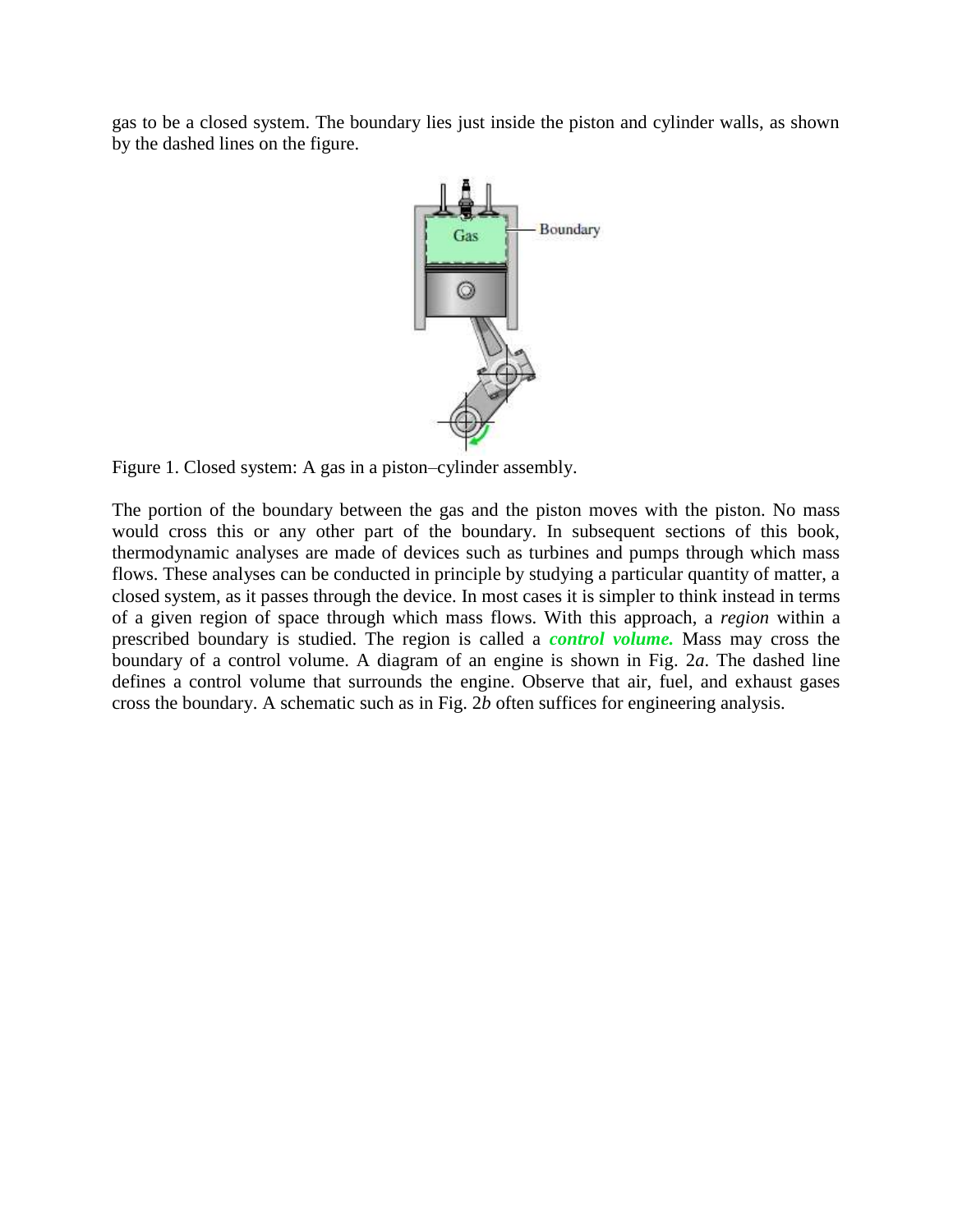gas to be a closed system. The boundary lies just inside the piston and cylinder walls, as shown by the dashed lines on the figure.

Figure 1. Closed system: A gas in a piston–cylinder assembly.

The portion of the boundary between the gas and the piston moves with the piston. No mass would cross this or any other part of the boundary. In subsequent sections of this book, thermodynamic analyses are made of devices such as turbines and pumps through which mass flows. These analyses can be conducted in principle by studying a particular quantity of matter, a closed system, as it passes through the device. In most cases it is simpler to think instead in terms of a given region of space through which mass flows. With this approach, a *region* within a prescribed boundary is studied. The region is called a ***control volume.*** Mass may cross the boundary of a control volume. A diagram of an engine is shown in Fig. 2*a*. The dashed line defines a control volume that surrounds the engine. Observe that air, fuel, and exhaust gases cross the boundary. A schematic such as in Fig. 2*b* often suffices for engineering analysis.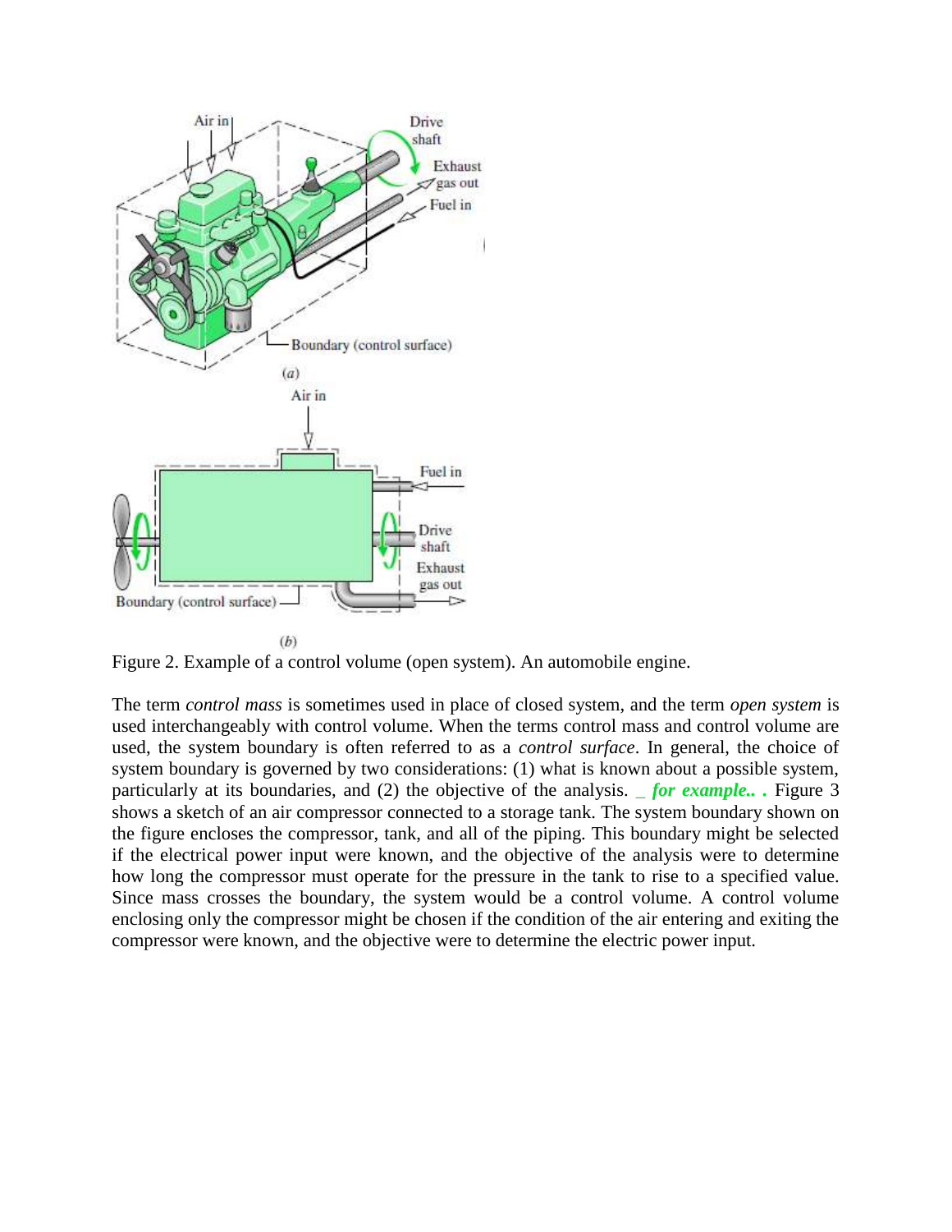Figure 2. Example of a control volume (open system). An automobile engine.

The term *control mass* is sometimes used in place of closed system, and the term *open system* is used interchangeably with control volume. When the terms control mass and control volume are used, the system boundary is often referred to as a *control surface*. In general, the choice of system boundary is governed by two considerations: (1) what is known about a possible system, particularly at its boundaries, and (2) the objective of the analysis. _ ***for example.. .*** Figure 3 shows a sketch of an air compressor connected to a storage tank. The system boundary shown on the figure encloses the compressor, tank, and all of the piping. This boundary might be selected if the electrical power input were known, and the objective of the analysis were to determine how long the compressor must operate for the pressure in the tank to rise to a specified value. Since mass crosses the boundary, the system would be a control volume. A control volume enclosing only the compressor might be chosen if the condition of the air entering and exiting the compressor were known, and the objective were to determine the electric power input.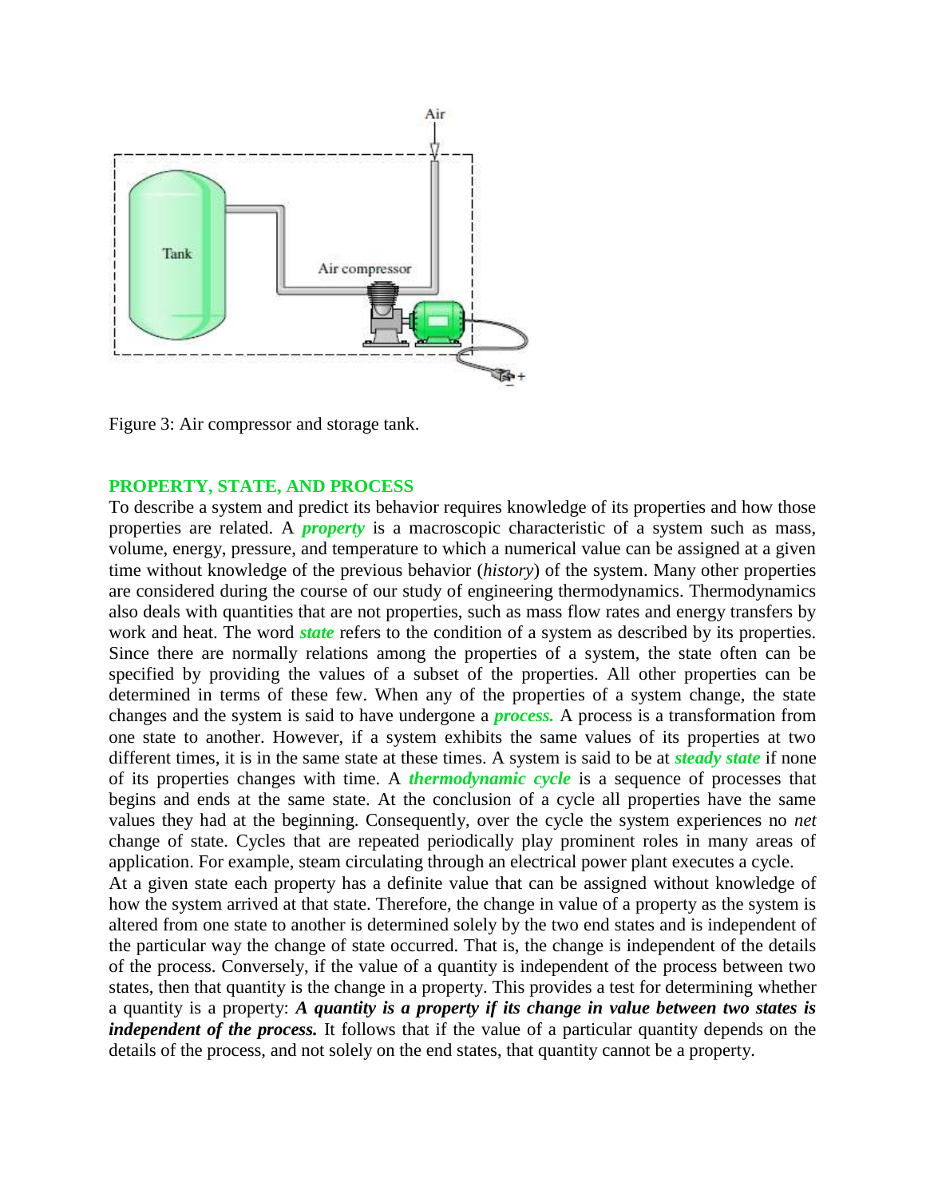Air

Tank

Air compressor

Figure 3: Air compressor and storage tank.

## PROPERTY, STATE, AND PROCESS

To describe a system and predict its behavior requires knowledge of its properties and how those properties are related. A ***property*** is a macroscopic characteristic of a system such as mass, volume, energy, pressure, and temperature to which a numerical value can be assigned at a given time without knowledge of the previous behavior (*history*) of the system. Many other properties are considered during the course of our study of engineering thermodynamics. Thermodynamics also deals with quantities that are not properties, such as mass flow rates and energy transfers by work and heat. The word ***state*** refers to the condition of a system as described by its properties. Since there are normally relations among the properties of a system, the state often can be specified by providing the values of a subset of the properties. All other properties can be determined in terms of these few. When any of the properties of a system change, the state changes and the system is said to have undergone a ***process.*** A process is a transformation from one state to another. However, if a system exhibits the same values of its properties at two different times, it is in the same state at these times. A system is said to be at ***steady state*** if none of its properties changes with time. A ***thermodynamic cycle*** is a sequence of processes that begins and ends at the same state. At the conclusion of a cycle all properties have the same values they had at the beginning. Consequently, over the cycle the system experiences no *net* change of state. Cycles that are repeated periodically play prominent roles in many areas of application. For example, steam circulating through an electrical power plant executes a cycle.

At a given state each property has a definite value that can be assigned without knowledge of how the system arrived at that state. Therefore, the change in value of a property as the system is altered from one state to another is determined solely by the two end states and is independent of the particular way the change of state occurred. That is, the change is independent of the details of the process. Conversely, if the value of a quantity is independent of the process between two states, then that quantity is the change in a property. This provides a test for determining whether a quantity is a property: ***A quantity is a property if its change in value between two states is independent of the process.*** It follows that if the value of a particular quantity depends on the details of the process, and not solely on the end states, that quantity cannot be a property.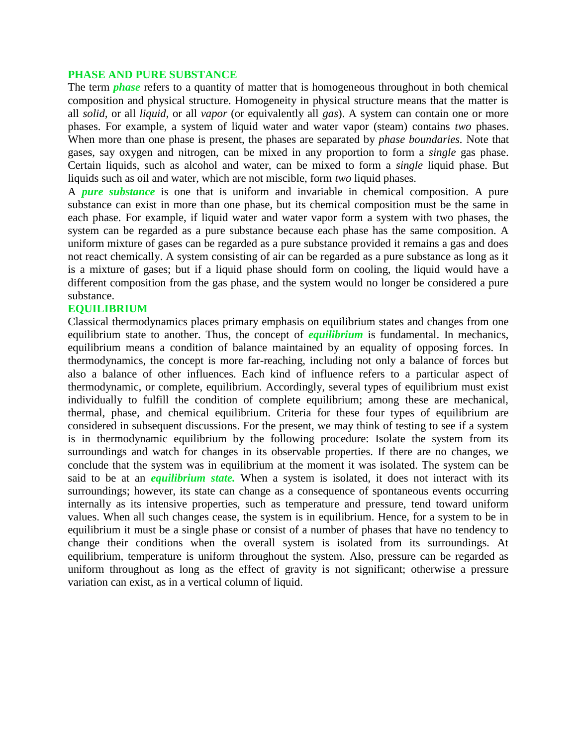## PHASE AND PURE SUBSTANCE

The term ***phase*** refers to a quantity of matter that is homogeneous throughout in both chemical composition and physical structure. Homogeneity in physical structure means that the matter is all *solid,* or all *liquid,* or all *vapor* (or equivalently all *gas*). A system can contain one or more phases. For example, a system of liquid water and water vapor (steam) contains *two* phases. When more than one phase is present, the phases are separated by *phase boundaries.* Note that gases, say oxygen and nitrogen, can be mixed in any proportion to form a *single* gas phase. Certain liquids, such as alcohol and water, can be mixed to form a *single* liquid phase. But liquids such as oil and water, which are not miscible, form *two* liquid phases.

A ***pure substance*** is one that is uniform and invariable in chemical composition. A pure substance can exist in more than one phase, but its chemical composition must be the same in each phase. For example, if liquid water and water vapor form a system with two phases, the system can be regarded as a pure substance because each phase has the same composition. A uniform mixture of gases can be regarded as a pure substance provided it remains a gas and does not react chemically. A system consisting of air can be regarded as a pure substance as long as it is a mixture of gases; but if a liquid phase should form on cooling, the liquid would have a different composition from the gas phase, and the system would no longer be considered a pure substance.

## EQUILIBRIUM

Classical thermodynamics places primary emphasis on equilibrium states and changes from one equilibrium state to another. Thus, the concept of ***equilibrium*** is fundamental. In mechanics, equilibrium means a condition of balance maintained by an equality of opposing forces. In thermodynamics, the concept is more far-reaching, including not only a balance of forces but also a balance of other influences. Each kind of influence refers to a particular aspect of thermodynamic, or complete, equilibrium. Accordingly, several types of equilibrium must exist individually to fulfill the condition of complete equilibrium; among these are mechanical, thermal, phase, and chemical equilibrium. Criteria for these four types of equilibrium are considered in subsequent discussions. For the present, we may think of testing to see if a system is in thermodynamic equilibrium by the following procedure: Isolate the system from its surroundings and watch for changes in its observable properties. If there are no changes, we conclude that the system was in equilibrium at the moment it was isolated. The system can be said to be at an ***equilibrium state.*** When a system is isolated, it does not interact with its surroundings; however, its state can change as a consequence of spontaneous events occurring internally as its intensive properties, such as temperature and pressure, tend toward uniform values. When all such changes cease, the system is in equilibrium. Hence, for a system to be in equilibrium it must be a single phase or consist of a number of phases that have no tendency to change their conditions when the overall system is isolated from its surroundings. At equilibrium, temperature is uniform throughout the system. Also, pressure can be regarded as uniform throughout as long as the effect of gravity is not significant; otherwise a pressure variation can exist, as in a vertical column of liquid.